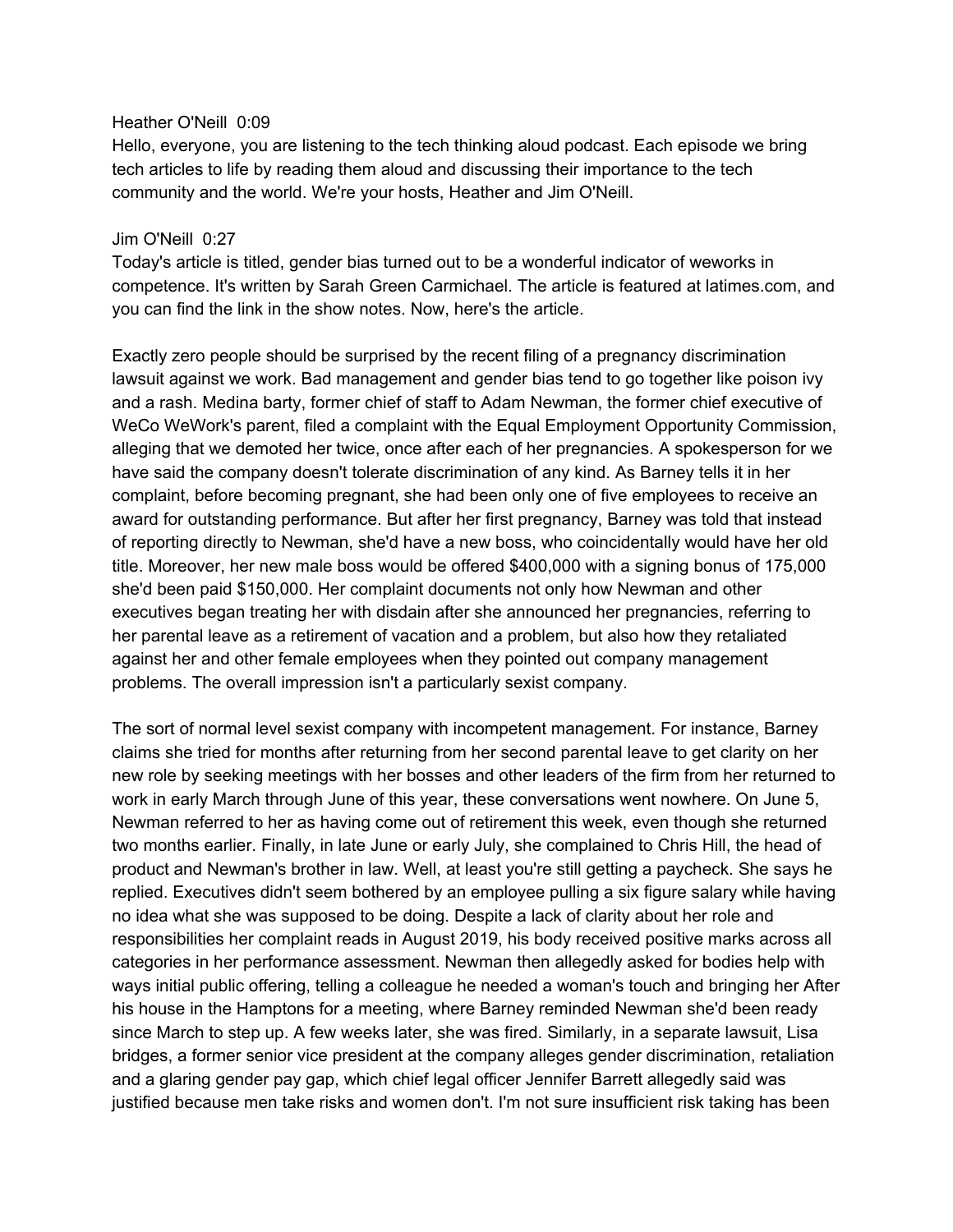Heather O'Neill 0:09
Hello, everyone, you are listening to the tech thinking aloud podcast. Each episode we bring tech articles to life by reading them aloud and discussing their importance to the tech community and the world. We're your hosts, Heather and Jim O'Neill.

Jim O'Neill 0:27
Today's article is titled, gender bias turned out to be a wonderful indicator of weworks in competence. It's written by Sarah Green Carmichael. The article is featured at latimes.com, and you can find the link in the show notes. Now, here's the article.

Exactly zero people should be surprised by the recent filing of a pregnancy discrimination lawsuit against we work. Bad management and gender bias tend to go together like poison ivy and a rash. Medina barty, former chief of staff to Adam Newman, the former chief executive of WeCo WeWork's parent, filed a complaint with the Equal Employment Opportunity Commission, alleging that we demoted her twice, once after each of her pregnancies. A spokesperson for we have said the company doesn't tolerate discrimination of any kind. As Barney tells it in her complaint, before becoming pregnant, she had been only one of five employees to receive an award for outstanding performance. But after her first pregnancy, Barney was told that instead of reporting directly to Newman, she'd have a new boss, who coincidentally would have her old title. Moreover, her new male boss would be offered $400,000 with a signing bonus of 175,000 she'd been paid $150,000. Her complaint documents not only how Newman and other executives began treating her with disdain after she announced her pregnancies, referring to her parental leave as a retirement of vacation and a problem, but also how they retaliated against her and other female employees when they pointed out company management problems. The overall impression isn't a particularly sexist company.

The sort of normal level sexist company with incompetent management. For instance, Barney claims she tried for months after returning from her second parental leave to get clarity on her new role by seeking meetings with her bosses and other leaders of the firm from her returned to work in early March through June of this year, these conversations went nowhere. On June 5, Newman referred to her as having come out of retirement this week, even though she returned two months earlier. Finally, in late June or early July, she complained to Chris Hill, the head of product and Newman's brother in law. Well, at least you're still getting a paycheck. She says he replied. Executives didn't seem bothered by an employee pulling a six figure salary while having no idea what she was supposed to be doing. Despite a lack of clarity about her role and responsibilities her complaint reads in August 2019, his body received positive marks across all categories in her performance assessment. Newman then allegedly asked for bodies help with ways initial public offering, telling a colleague he needed a woman's touch and bringing her After his house in the Hamptons for a meeting, where Barney reminded Newman she'd been ready since March to step up. A few weeks later, she was fired. Similarly, in a separate lawsuit, Lisa bridges, a former senior vice president at the company alleges gender discrimination, retaliation and a glaring gender pay gap, which chief legal officer Jennifer Barrett allegedly said was justified because men take risks and women don't. I'm not sure insufficient risk taking has been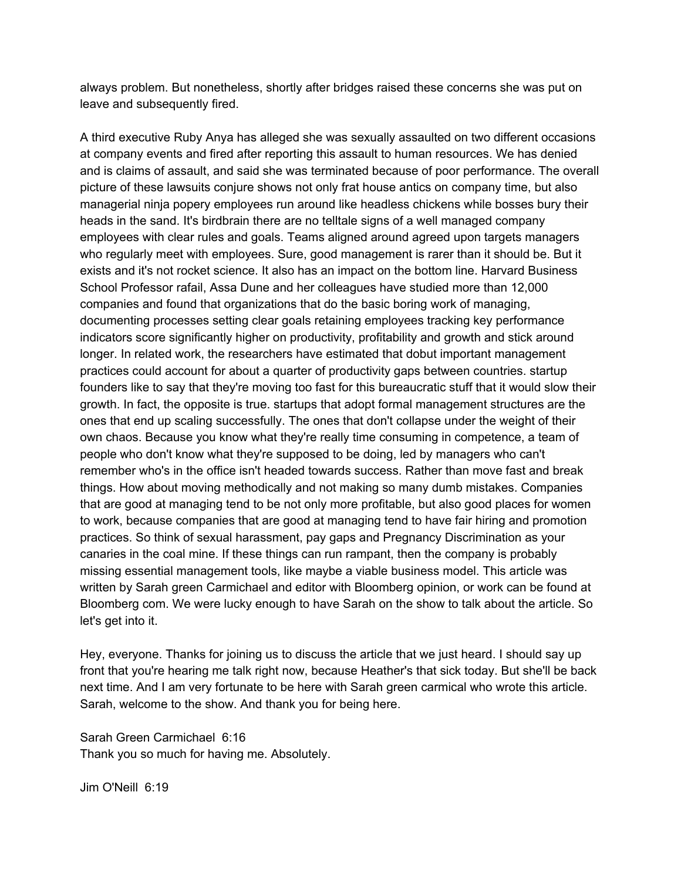always problem. But nonetheless, shortly after bridges raised these concerns she was put on leave and subsequently fired.

A third executive Ruby Anya has alleged she was sexually assaulted on two different occasions at company events and fired after reporting this assault to human resources. We has denied and is claims of assault, and said she was terminated because of poor performance. The overall picture of these lawsuits conjure shows not only frat house antics on company time, but also managerial ninja popery employees run around like headless chickens while bosses bury their heads in the sand. It's birdbrain there are no telltale signs of a well managed company employees with clear rules and goals. Teams aligned around agreed upon targets managers who regularly meet with employees. Sure, good management is rarer than it should be. But it exists and it's not rocket science. It also has an impact on the bottom line. Harvard Business School Professor rafail, Assa Dune and her colleagues have studied more than 12,000 companies and found that organizations that do the basic boring work of managing, documenting processes setting clear goals retaining employees tracking key performance indicators score significantly higher on productivity, profitability and growth and stick around longer. In related work, the researchers have estimated that dobut important management practices could account for about a quarter of productivity gaps between countries. startup founders like to say that they're moving too fast for this bureaucratic stuff that it would slow their growth. In fact, the opposite is true. startups that adopt formal management structures are the ones that end up scaling successfully. The ones that don't collapse under the weight of their own chaos. Because you know what they're really time consuming in competence, a team of people who don't know what they're supposed to be doing, led by managers who can't remember who's in the office isn't headed towards success. Rather than move fast and break things. How about moving methodically and not making so many dumb mistakes. Companies that are good at managing tend to be not only more profitable, but also good places for women to work, because companies that are good at managing tend to have fair hiring and promotion practices. So think of sexual harassment, pay gaps and Pregnancy Discrimination as your canaries in the coal mine. If these things can run rampant, then the company is probably missing essential management tools, like maybe a viable business model. This article was written by Sarah green Carmichael and editor with Bloomberg opinion, or work can be found at Bloomberg com. We were lucky enough to have Sarah on the show to talk about the article. So let's get into it.

Hey, everyone. Thanks for joining us to discuss the article that we just heard. I should say up front that you're hearing me talk right now, because Heather's that sick today. But she'll be back next time. And I am very fortunate to be here with Sarah green carmical who wrote this article. Sarah, welcome to the show. And thank you for being here.

Sarah Green Carmichael 6:16
Thank you so much for having me. Absolutely.

Jim O'Neill 6:19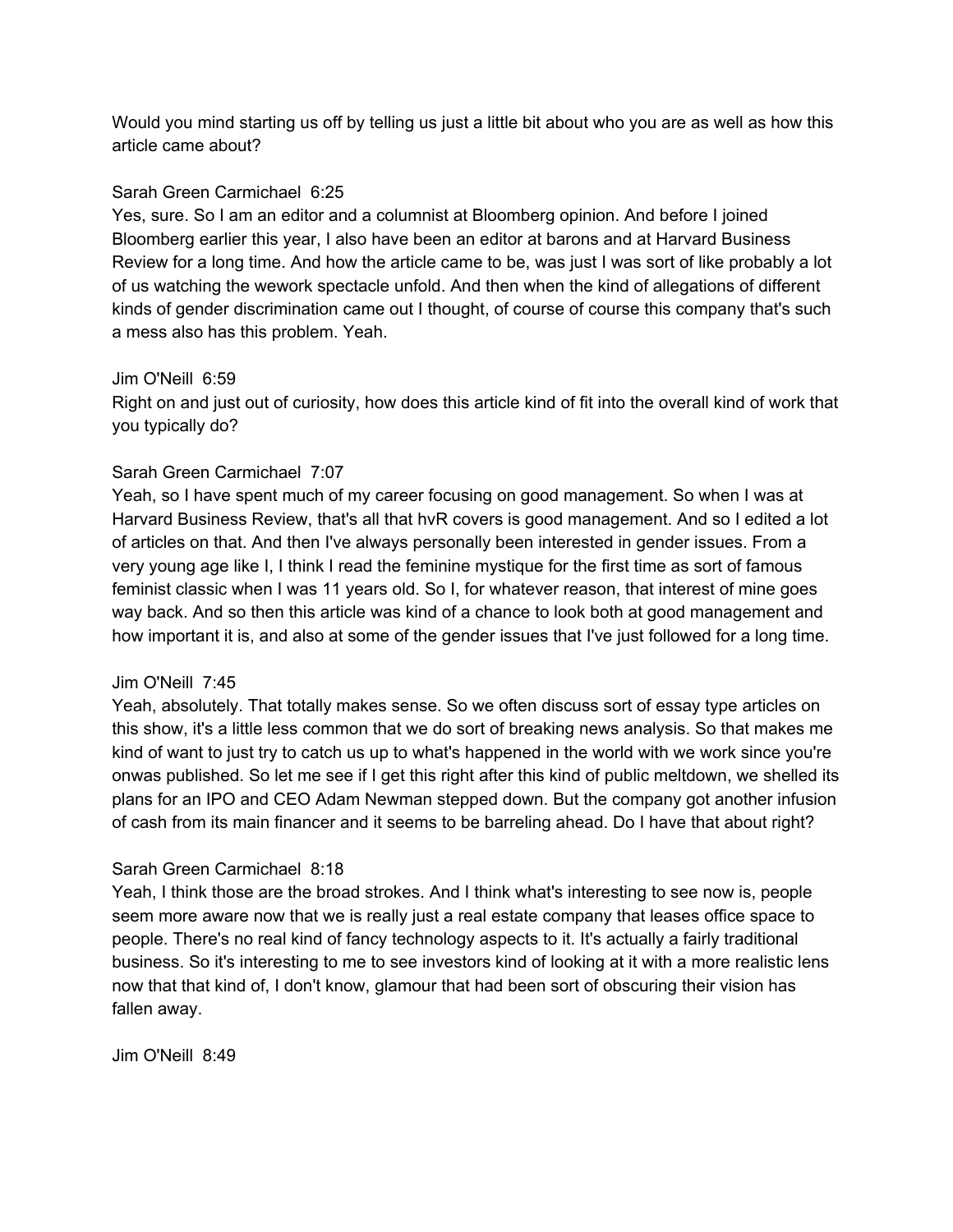Would you mind starting us off by telling us just a little bit about who you are as well as how this article came about?

Sarah Green Carmichael  6:25
Yes, sure. So I am an editor and a columnist at Bloomberg opinion. And before I joined Bloomberg earlier this year, I also have been an editor at barons and at Harvard Business Review for a long time. And how the article came to be, was just I was sort of like probably a lot of us watching the wework spectacle unfold. And then when the kind of allegations of different kinds of gender discrimination came out I thought, of course of course this company that's such a mess also has this problem. Yeah.

Jim O'Neill  6:59
Right on and just out of curiosity, how does this article kind of fit into the overall kind of work that you typically do?

Sarah Green Carmichael  7:07
Yeah, so I have spent much of my career focusing on good management. So when I was at Harvard Business Review, that's all that hvR covers is good management. And so I edited a lot of articles on that. And then I've always personally been interested in gender issues. From a very young age like I, I think I read the feminine mystique for the first time as sort of famous feminist classic when I was 11 years old. So I, for whatever reason, that interest of mine goes way back. And so then this article was kind of a chance to look both at good management and how important it is, and also at some of the gender issues that I've just followed for a long time.

Jim O'Neill  7:45
Yeah, absolutely. That totally makes sense. So we often discuss sort of essay type articles on this show, it's a little less common that we do sort of breaking news analysis. So that makes me kind of want to just try to catch us up to what's happened in the world with we work since you're onwas published. So let me see if I get this right after this kind of public meltdown, we shelled its plans for an IPO and CEO Adam Newman stepped down. But the company got another infusion of cash from its main financer and it seems to be barreling ahead. Do I have that about right?

Sarah Green Carmichael  8:18
Yeah, I think those are the broad strokes. And I think what's interesting to see now is, people seem more aware now that we is really just a real estate company that leases office space to people. There's no real kind of fancy technology aspects to it. It's actually a fairly traditional business. So it's interesting to me to see investors kind of looking at it with a more realistic lens now that that kind of, I don't know, glamour that had been sort of obscuring their vision has fallen away.

Jim O'Neill  8:49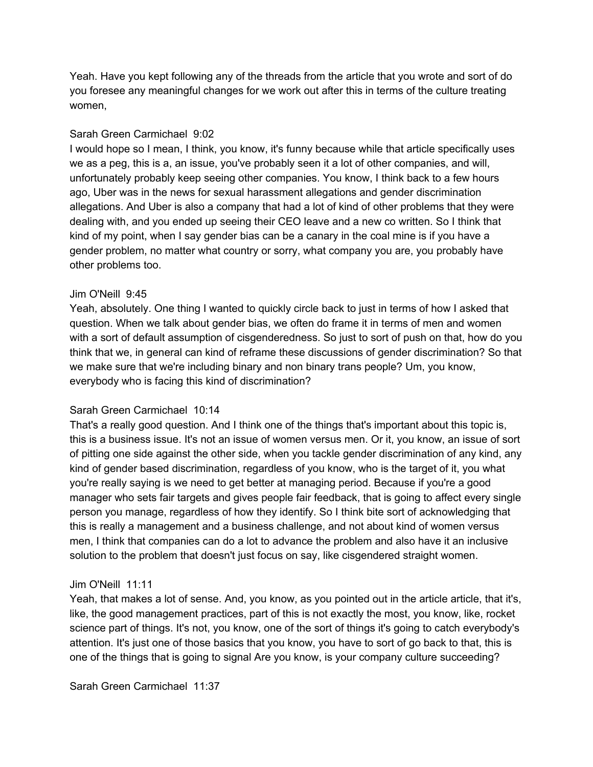Yeah. Have you kept following any of the threads from the article that you wrote and sort of do you foresee any meaningful changes for we work out after this in terms of the culture treating women,

Sarah Green Carmichael 9:02
I would hope so I mean, I think, you know, it's funny because while that article specifically uses we as a peg, this is a, an issue, you've probably seen it a lot of other companies, and will, unfortunately probably keep seeing other companies. You know, I think back to a few hours ago, Uber was in the news for sexual harassment allegations and gender discrimination allegations. And Uber is also a company that had a lot of kind of other problems that they were dealing with, and you ended up seeing their CEO leave and a new co written. So I think that kind of my point, when I say gender bias can be a canary in the coal mine is if you have a gender problem, no matter what country or sorry, what company you are, you probably have other problems too.

Jim O'Neill 9:45
Yeah, absolutely. One thing I wanted to quickly circle back to just in terms of how I asked that question. When we talk about gender bias, we often do frame it in terms of men and women with a sort of default assumption of cisgenderedness. So just to sort of push on that, how do you think that we, in general can kind of reframe these discussions of gender discrimination? So that we make sure that we're including binary and non binary trans people? Um, you know, everybody who is facing this kind of discrimination?

Sarah Green Carmichael 10:14
That's a really good question. And I think one of the things that's important about this topic is, this is a business issue. It's not an issue of women versus men. Or it, you know, an issue of sort of pitting one side against the other side, when you tackle gender discrimination of any kind, any kind of gender based discrimination, regardless of you know, who is the target of it, you what you're really saying is we need to get better at managing period. Because if you're a good manager who sets fair targets and gives people fair feedback, that is going to affect every single person you manage, regardless of how they identify. So I think bite sort of acknowledging that this is really a management and a business challenge, and not about kind of women versus men, I think that companies can do a lot to advance the problem and also have it an inclusive solution to the problem that doesn't just focus on say, like cisgendered straight women.

Jim O'Neill 11:11
Yeah, that makes a lot of sense. And, you know, as you pointed out in the article article, that it's, like, the good management practices, part of this is not exactly the most, you know, like, rocket science part of things. It's not, you know, one of the sort of things it's going to catch everybody's attention. It's just one of those basics that you know, you have to sort of go back to that, this is one of the things that is going to signal Are you know, is your company culture succeeding?

Sarah Green Carmichael 11:37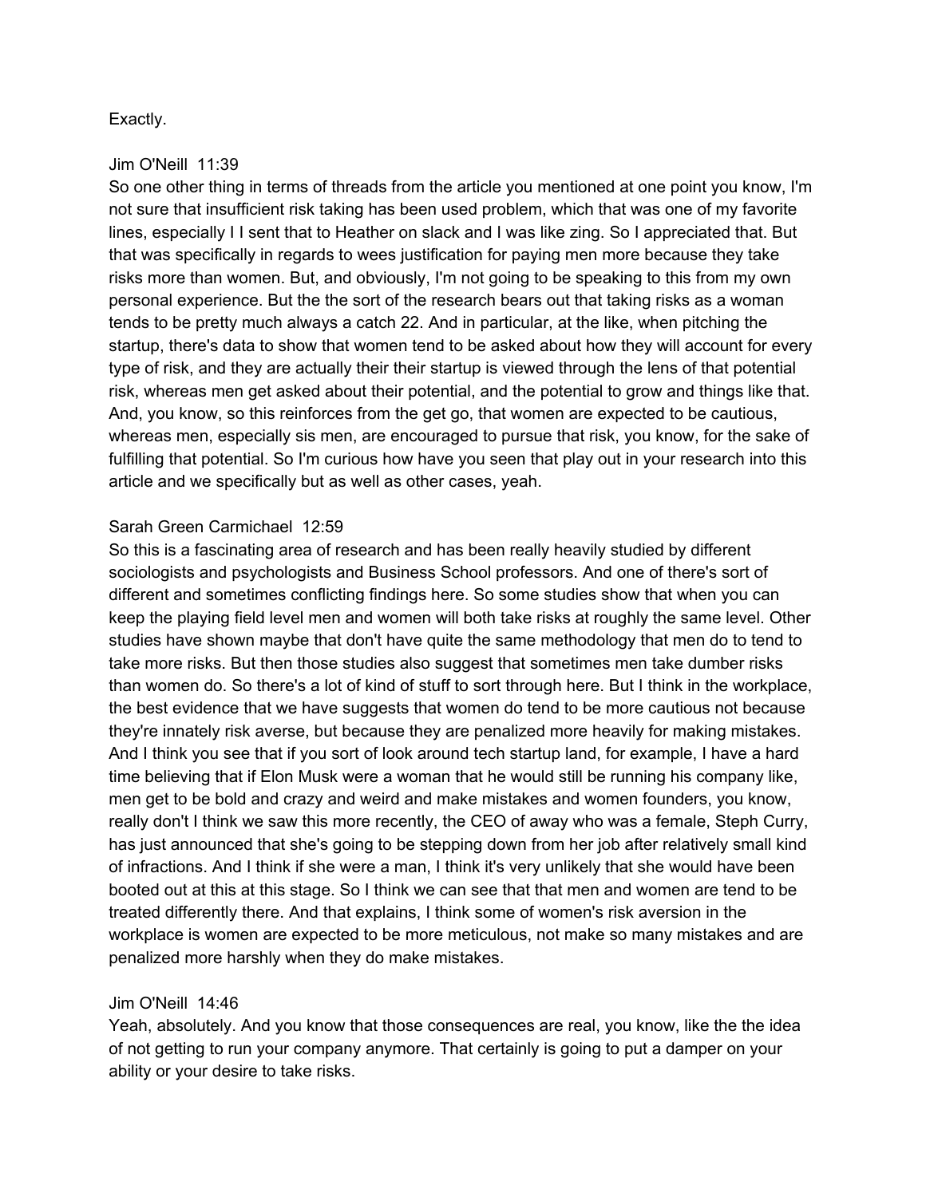Exactly.

Jim O'Neill  11:39
So one other thing in terms of threads from the article you mentioned at one point you know, I'm not sure that insufficient risk taking has been used problem, which that was one of my favorite lines, especially I I sent that to Heather on slack and I was like zing. So I appreciated that. But that was specifically in regards to wees justification for paying men more because they take risks more than women. But, and obviously, I'm not going to be speaking to this from my own personal experience. But the the sort of the research bears out that taking risks as a woman tends to be pretty much always a catch 22. And in particular, at the like, when pitching the startup, there's data to show that women tend to be asked about how they will account for every type of risk, and they are actually their their startup is viewed through the lens of that potential risk, whereas men get asked about their potential, and the potential to grow and things like that. And, you know, so this reinforces from the get go, that women are expected to be cautious, whereas men, especially sis men, are encouraged to pursue that risk, you know, for the sake of fulfilling that potential. So I'm curious how have you seen that play out in your research into this article and we specifically but as well as other cases, yeah.

Sarah Green Carmichael  12:59
So this is a fascinating area of research and has been really heavily studied by different sociologists and psychologists and Business School professors. And one of there's sort of different and sometimes conflicting findings here. So some studies show that when you can keep the playing field level men and women will both take risks at roughly the same level. Other studies have shown maybe that don't have quite the same methodology that men do to tend to take more risks. But then those studies also suggest that sometimes men take dumber risks than women do. So there's a lot of kind of stuff to sort through here. But I think in the workplace, the best evidence that we have suggests that women do tend to be more cautious not because they're innately risk averse, but because they are penalized more heavily for making mistakes. And I think you see that if you sort of look around tech startup land, for example, I have a hard time believing that if Elon Musk were a woman that he would still be running his company like, men get to be bold and crazy and weird and make mistakes and women founders, you know, really don't I think we saw this more recently, the CEO of away who was a female, Steph Curry, has just announced that she's going to be stepping down from her job after relatively small kind of infractions. And I think if she were a man, I think it's very unlikely that she would have been booted out at this at this stage. So I think we can see that that men and women are tend to be treated differently there. And that explains, I think some of women's risk aversion in the workplace is women are expected to be more meticulous, not make so many mistakes and are penalized more harshly when they do make mistakes.

Jim O'Neill  14:46
Yeah, absolutely. And you know that those consequences are real, you know, like the the idea of not getting to run your company anymore. That certainly is going to put a damper on your ability or your desire to take risks.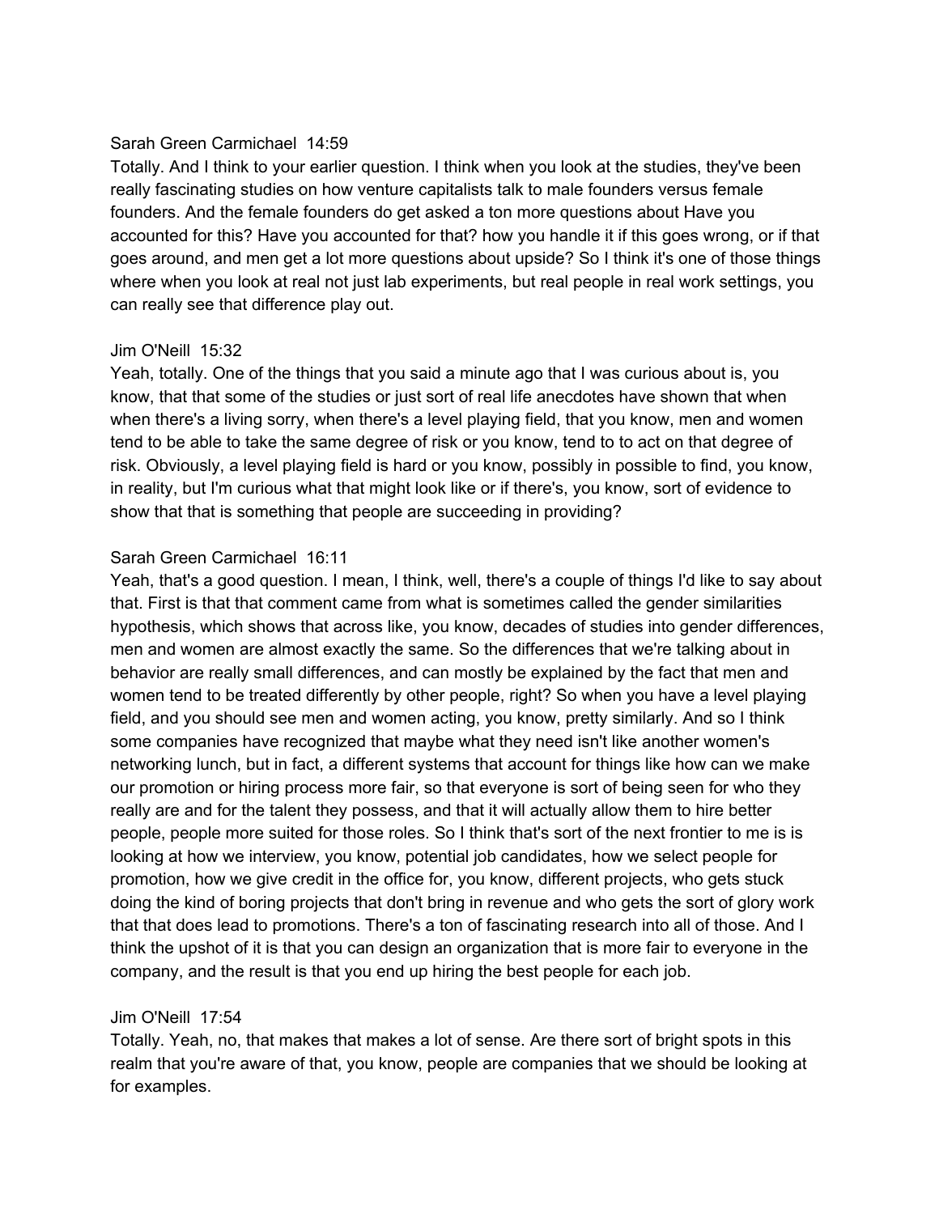Sarah Green Carmichael 14:59
Totally. And I think to your earlier question. I think when you look at the studies, they've been really fascinating studies on how venture capitalists talk to male founders versus female founders. And the female founders do get asked a ton more questions about Have you accounted for this? Have you accounted for that? how you handle it if this goes wrong, or if that goes around, and men get a lot more questions about upside? So I think it's one of those things where when you look at real not just lab experiments, but real people in real work settings, you can really see that difference play out.

Jim O'Neill 15:32
Yeah, totally. One of the things that you said a minute ago that I was curious about is, you know, that that some of the studies or just sort of real life anecdotes have shown that when when there's a living sorry, when there's a level playing field, that you know, men and women tend to be able to take the same degree of risk or you know, tend to to act on that degree of risk. Obviously, a level playing field is hard or you know, possibly in possible to find, you know, in reality, but I'm curious what that might look like or if there's, you know, sort of evidence to show that that is something that people are succeeding in providing?

Sarah Green Carmichael 16:11
Yeah, that's a good question. I mean, I think, well, there's a couple of things I'd like to say about that. First is that that comment came from what is sometimes called the gender similarities hypothesis, which shows that across like, you know, decades of studies into gender differences, men and women are almost exactly the same. So the differences that we're talking about in behavior are really small differences, and can mostly be explained by the fact that men and women tend to be treated differently by other people, right? So when you have a level playing field, and you should see men and women acting, you know, pretty similarly. And so I think some companies have recognized that maybe what they need isn't like another women's networking lunch, but in fact, a different systems that account for things like how can we make our promotion or hiring process more fair, so that everyone is sort of being seen for who they really are and for the talent they possess, and that it will actually allow them to hire better people, people more suited for those roles. So I think that's sort of the next frontier to me is is looking at how we interview, you know, potential job candidates, how we select people for promotion, how we give credit in the office for, you know, different projects, who gets stuck doing the kind of boring projects that don't bring in revenue and who gets the sort of glory work that that does lead to promotions. There's a ton of fascinating research into all of those. And I think the upshot of it is that you can design an organization that is more fair to everyone in the company, and the result is that you end up hiring the best people for each job.

Jim O'Neill 17:54
Totally. Yeah, no, that makes that makes a lot of sense. Are there sort of bright spots in this realm that you're aware of that, you know, people are companies that we should be looking at for examples.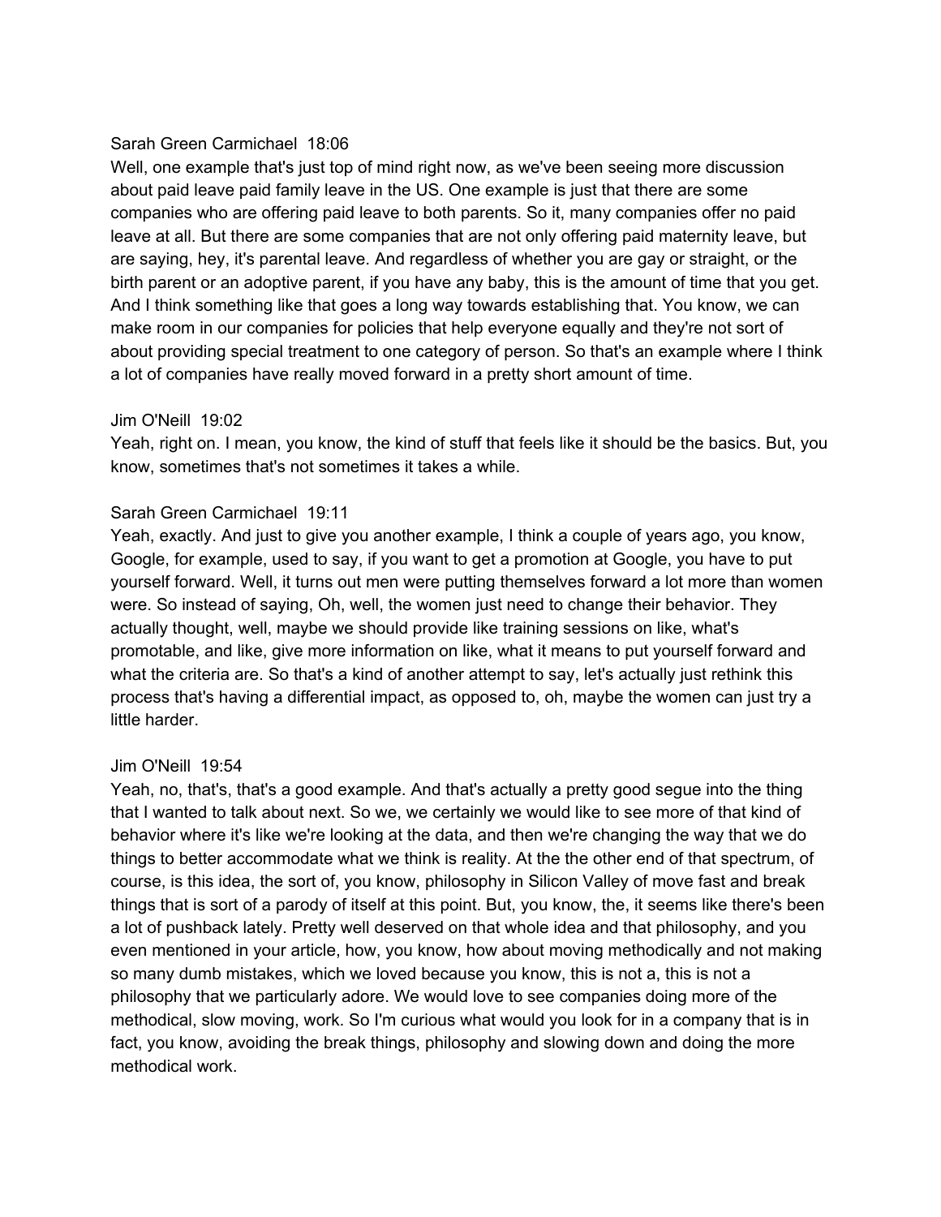Sarah Green Carmichael 18:06
Well, one example that's just top of mind right now, as we've been seeing more discussion about paid leave paid family leave in the US. One example is just that there are some companies who are offering paid leave to both parents. So it, many companies offer no paid leave at all. But there are some companies that are not only offering paid maternity leave, but are saying, hey, it's parental leave. And regardless of whether you are gay or straight, or the birth parent or an adoptive parent, if you have any baby, this is the amount of time that you get. And I think something like that goes a long way towards establishing that. You know, we can make room in our companies for policies that help everyone equally and they're not sort of about providing special treatment to one category of person. So that's an example where I think a lot of companies have really moved forward in a pretty short amount of time.

Jim O'Neill 19:02
Yeah, right on. I mean, you know, the kind of stuff that feels like it should be the basics. But, you know, sometimes that's not sometimes it takes a while.

Sarah Green Carmichael 19:11
Yeah, exactly. And just to give you another example, I think a couple of years ago, you know, Google, for example, used to say, if you want to get a promotion at Google, you have to put yourself forward. Well, it turns out men were putting themselves forward a lot more than women were. So instead of saying, Oh, well, the women just need to change their behavior. They actually thought, well, maybe we should provide like training sessions on like, what's promotable, and like, give more information on like, what it means to put yourself forward and what the criteria are. So that's a kind of another attempt to say, let's actually just rethink this process that's having a differential impact, as opposed to, oh, maybe the women can just try a little harder.

Jim O'Neill 19:54
Yeah, no, that's, that's a good example. And that's actually a pretty good segue into the thing that I wanted to talk about next. So we, we certainly we would like to see more of that kind of behavior where it's like we're looking at the data, and then we're changing the way that we do things to better accommodate what we think is reality. At the the other end of that spectrum, of course, is this idea, the sort of, you know, philosophy in Silicon Valley of move fast and break things that is sort of a parody of itself at this point. But, you know, the, it seems like there's been a lot of pushback lately. Pretty well deserved on that whole idea and that philosophy, and you even mentioned in your article, how, you know, how about moving methodically and not making so many dumb mistakes, which we loved because you know, this is not a, this is not a philosophy that we particularly adore. We would love to see companies doing more of the methodical, slow moving, work. So I'm curious what would you look for in a company that is in fact, you know, avoiding the break things, philosophy and slowing down and doing the more methodical work.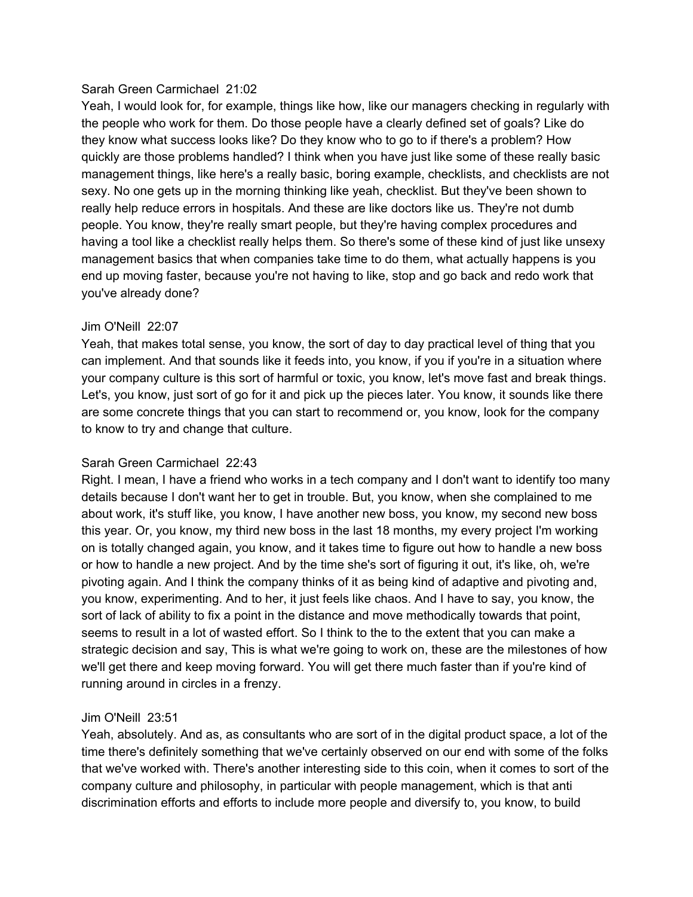Sarah Green Carmichael  21:02

Yeah, I would look for, for example, things like how, like our managers checking in regularly with the people who work for them. Do those people have a clearly defined set of goals? Like do they know what success looks like? Do they know who to go to if there's a problem? How quickly are those problems handled? I think when you have just like some of these really basic management things, like here's a really basic, boring example, checklists, and checklists are not sexy. No one gets up in the morning thinking like yeah, checklist. But they've been shown to really help reduce errors in hospitals. And these are like doctors like us. They're not dumb people. You know, they're really smart people, but they're having complex procedures and having a tool like a checklist really helps them. So there's some of these kind of just like unsexy management basics that when companies take time to do them, what actually happens is you end up moving faster, because you're not having to like, stop and go back and redo work that you've already done?

Jim O'Neill  22:07

Yeah, that makes total sense, you know, the sort of day to day practical level of thing that you can implement. And that sounds like it feeds into, you know, if you if you're in a situation where your company culture is this sort of harmful or toxic, you know, let's move fast and break things. Let's, you know, just sort of go for it and pick up the pieces later. You know, it sounds like there are some concrete things that you can start to recommend or, you know, look for the company to know to try and change that culture.

Sarah Green Carmichael  22:43

Right. I mean, I have a friend who works in a tech company and I don't want to identify too many details because I don't want her to get in trouble. But, you know, when she complained to me about work, it's stuff like, you know, I have another new boss, you know, my second new boss this year. Or, you know, my third new boss in the last 18 months, my every project I'm working on is totally changed again, you know, and it takes time to figure out how to handle a new boss or how to handle a new project. And by the time she's sort of figuring it out, it's like, oh, we're pivoting again. And I think the company thinks of it as being kind of adaptive and pivoting and, you know, experimenting. And to her, it just feels like chaos. And I have to say, you know, the sort of lack of ability to fix a point in the distance and move methodically towards that point, seems to result in a lot of wasted effort. So I think to the to the extent that you can make a strategic decision and say, This is what we're going to work on, these are the milestones of how we'll get there and keep moving forward. You will get there much faster than if you're kind of running around in circles in a frenzy.

Jim O'Neill  23:51

Yeah, absolutely. And as, as consultants who are sort of in the digital product space, a lot of the time there's definitely something that we've certainly observed on our end with some of the folks that we've worked with. There's another interesting side to this coin, when it comes to sort of the company culture and philosophy, in particular with people management, which is that anti discrimination efforts and efforts to include more people and diversify to, you know, to build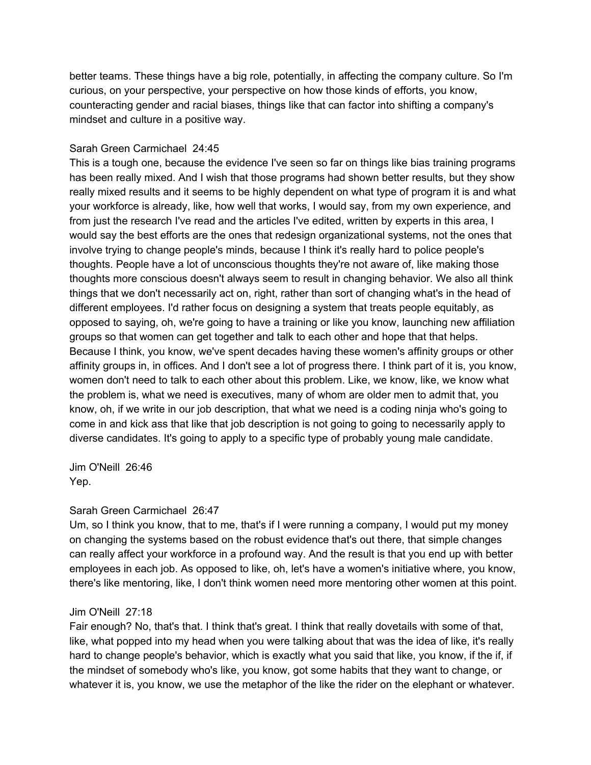better teams. These things have a big role, potentially, in affecting the company culture. So I'm curious, on your perspective, your perspective on how those kinds of efforts, you know, counteracting gender and racial biases, things like that can factor into shifting a company's mindset and culture in a positive way.

Sarah Green Carmichael 24:45
This is a tough one, because the evidence I've seen so far on things like bias training programs has been really mixed. And I wish that those programs had shown better results, but they show really mixed results and it seems to be highly dependent on what type of program it is and what your workforce is already, like, how well that works, I would say, from my own experience, and from just the research I've read and the articles I've edited, written by experts in this area, I would say the best efforts are the ones that redesign organizational systems, not the ones that involve trying to change people's minds, because I think it's really hard to police people's thoughts. People have a lot of unconscious thoughts they're not aware of, like making those thoughts more conscious doesn't always seem to result in changing behavior. We also all think things that we don't necessarily act on, right, rather than sort of changing what's in the head of different employees. I'd rather focus on designing a system that treats people equitably, as opposed to saying, oh, we're going to have a training or like you know, launching new affiliation groups so that women can get together and talk to each other and hope that that helps. Because I think, you know, we've spent decades having these women's affinity groups or other affinity groups in, in offices. And I don't see a lot of progress there. I think part of it is, you know, women don't need to talk to each other about this problem. Like, we know, like, we know what the problem is, what we need is executives, many of whom are older men to admit that, you know, oh, if we write in our job description, that what we need is a coding ninja who's going to come in and kick ass that like that job description is not going to going to necessarily apply to diverse candidates. It's going to apply to a specific type of probably young male candidate.

Jim O'Neill 26:46
Yep.

Sarah Green Carmichael 26:47
Um, so I think you know, that to me, that's if I were running a company, I would put my money on changing the systems based on the robust evidence that's out there, that simple changes can really affect your workforce in a profound way. And the result is that you end up with better employees in each job. As opposed to like, oh, let's have a women's initiative where, you know, there's like mentoring, like, I don't think women need more mentoring other women at this point.

Jim O'Neill 27:18
Fair enough? No, that's that. I think that's great. I think that really dovetails with some of that, like, what popped into my head when you were talking about that was the idea of like, it's really hard to change people's behavior, which is exactly what you said that like, you know, if the if, if the mindset of somebody who's like, you know, got some habits that they want to change, or whatever it is, you know, we use the metaphor of the like the rider on the elephant or whatever.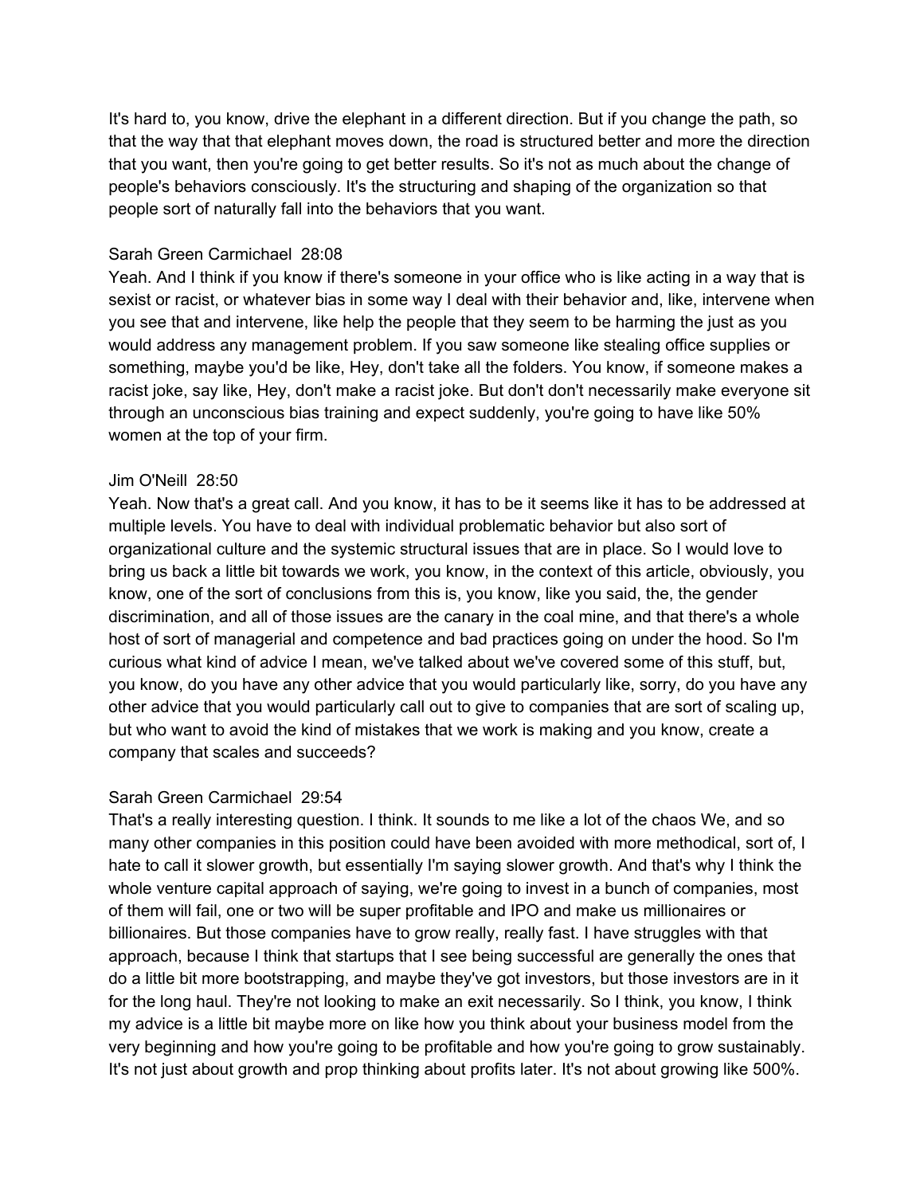It's hard to, you know, drive the elephant in a different direction. But if you change the path, so that the way that that elephant moves down, the road is structured better and more the direction that you want, then you're going to get better results. So it's not as much about the change of people's behaviors consciously. It's the structuring and shaping of the organization so that people sort of naturally fall into the behaviors that you want.

Sarah Green Carmichael 28:08
Yeah. And I think if you know if there's someone in your office who is like acting in a way that is sexist or racist, or whatever bias in some way I deal with their behavior and, like, intervene when you see that and intervene, like help the people that they seem to be harming the just as you would address any management problem. If you saw someone like stealing office supplies or something, maybe you'd be like, Hey, don't take all the folders. You know, if someone makes a racist joke, say like, Hey, don't make a racist joke. But don't don't necessarily make everyone sit through an unconscious bias training and expect suddenly, you're going to have like 50% women at the top of your firm.

Jim O'Neill 28:50
Yeah. Now that's a great call. And you know, it has to be it seems like it has to be addressed at multiple levels. You have to deal with individual problematic behavior but also sort of organizational culture and the systemic structural issues that are in place. So I would love to bring us back a little bit towards we work, you know, in the context of this article, obviously, you know, one of the sort of conclusions from this is, you know, like you said, the, the gender discrimination, and all of those issues are the canary in the coal mine, and that there's a whole host of sort of managerial and competence and bad practices going on under the hood. So I'm curious what kind of advice I mean, we've talked about we've covered some of this stuff, but, you know, do you have any other advice that you would particularly like, sorry, do you have any other advice that you would particularly call out to give to companies that are sort of scaling up, but who want to avoid the kind of mistakes that we work is making and you know, create a company that scales and succeeds?

Sarah Green Carmichael 29:54
That's a really interesting question. I think. It sounds to me like a lot of the chaos We, and so many other companies in this position could have been avoided with more methodical, sort of, I hate to call it slower growth, but essentially I'm saying slower growth. And that's why I think the whole venture capital approach of saying, we're going to invest in a bunch of companies, most of them will fail, one or two will be super profitable and IPO and make us millionaires or billionaires. But those companies have to grow really, really fast. I have struggles with that approach, because I think that startups that I see being successful are generally the ones that do a little bit more bootstrapping, and maybe they've got investors, but those investors are in it for the long haul. They're not looking to make an exit necessarily. So I think, you know, I think my advice is a little bit maybe more on like how you think about your business model from the very beginning and how you're going to be profitable and how you're going to grow sustainably. It's not just about growth and prop thinking about profits later. It's not about growing like 500%.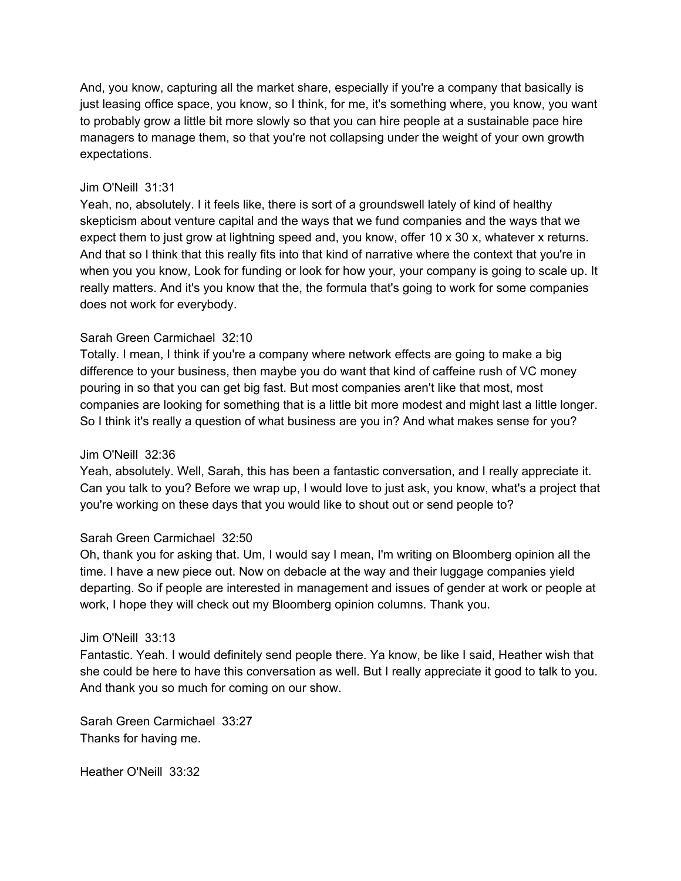And, you know, capturing all the market share, especially if you're a company that basically is just leasing office space, you know, so I think, for me, it's something where, you know, you want to probably grow a little bit more slowly so that you can hire people at a sustainable pace hire managers to manage them, so that you're not collapsing under the weight of your own growth expectations.

Jim O'Neill 31:31
Yeah, no, absolutely. I it feels like, there is sort of a groundswell lately of kind of healthy skepticism about venture capital and the ways that we fund companies and the ways that we expect them to just grow at lightning speed and, you know, offer 10 x 30 x, whatever x returns. And that so I think that this really fits into that kind of narrative where the context that you're in when you you know, Look for funding or look for how your, your company is going to scale up. It really matters. And it's you know that the, the formula that's going to work for some companies does not work for everybody.

Sarah Green Carmichael 32:10
Totally. I mean, I think if you're a company where network effects are going to make a big difference to your business, then maybe you do want that kind of caffeine rush of VC money pouring in so that you can get big fast. But most companies aren't like that most, most companies are looking for something that is a little bit more modest and might last a little longer. So I think it's really a question of what business are you in? And what makes sense for you?

Jim O'Neill 32:36
Yeah, absolutely. Well, Sarah, this has been a fantastic conversation, and I really appreciate it. Can you talk to you? Before we wrap up, I would love to just ask, you know, what's a project that you're working on these days that you would like to shout out or send people to?

Sarah Green Carmichael 32:50
Oh, thank you for asking that. Um, I would say I mean, I'm writing on Bloomberg opinion all the time. I have a new piece out. Now on debacle at the way and their luggage companies yield departing. So if people are interested in management and issues of gender at work or people at work, I hope they will check out my Bloomberg opinion columns. Thank you.

Jim O'Neill 33:13
Fantastic. Yeah. I would definitely send people there. Ya know, be like I said, Heather wish that she could be here to have this conversation as well. But I really appreciate it good to talk to you. And thank you so much for coming on our show.

Sarah Green Carmichael 33:27
Thanks for having me.

Heather O'Neill 33:32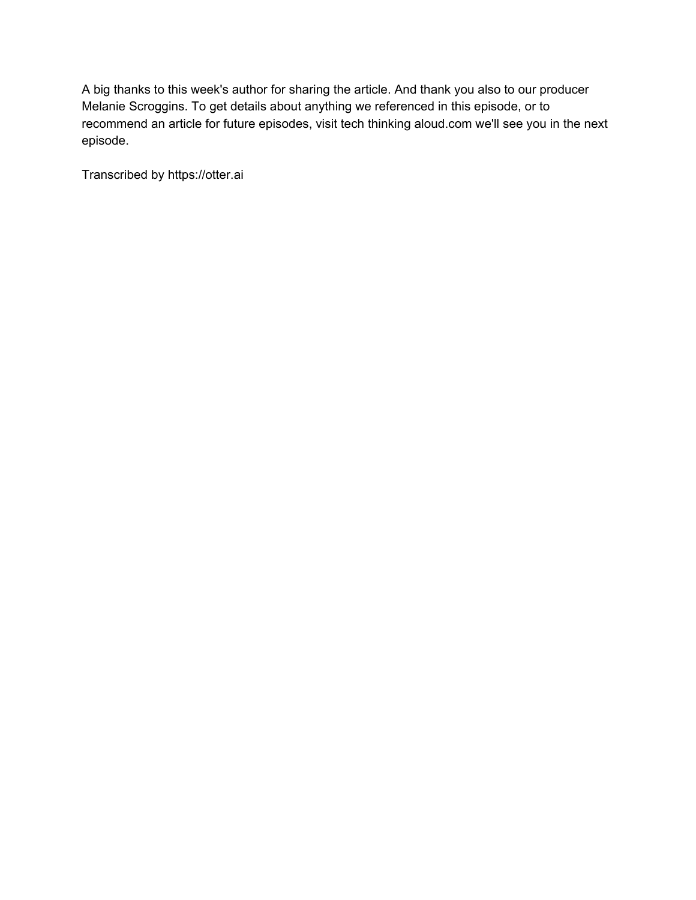A big thanks to this week's author for sharing the article. And thank you also to our producer Melanie Scroggins. To get details about anything we referenced in this episode, or to recommend an article for future episodes, visit tech thinking aloud.com we'll see you in the next episode.

Transcribed by https://otter.ai